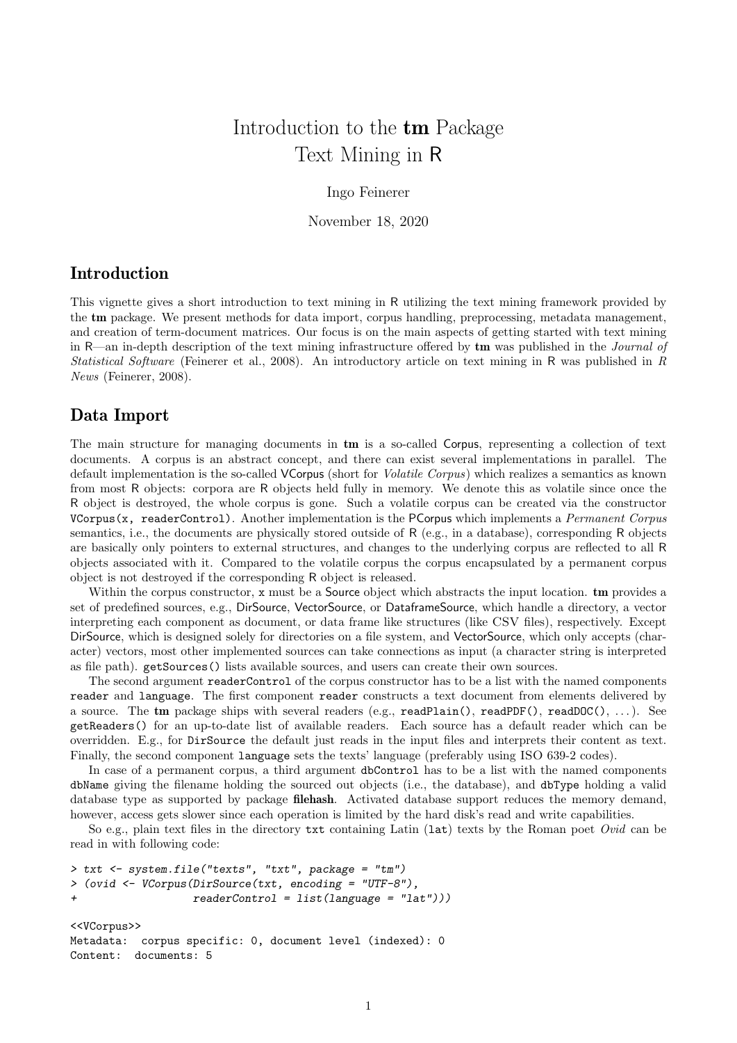# Introduction to the **tm** Package
# Text Mining in R

Ingo Feinerer

November 18, 2020

## Introduction

This vignette gives a short introduction to text mining in R utilizing the text mining framework provided by the **tm** package. We present methods for data import, corpus handling, preprocessing, metadata management, and creation of term-document matrices. Our focus is on the main aspects of getting started with text mining in R—an in-depth description of the text mining infrastructure offered by **tm** was published in the *Journal of Statistical Software* (Feinerer et al., 2008). An introductory article on text mining in R was published in *R News* (Feinerer, 2008).

## Data Import

The main structure for managing documents in **tm** is a so-called Corpus, representing a collection of text documents. A corpus is an abstract concept, and there can exist several implementations in parallel. The default implementation is the so-called VCorpus (short for *Volatile Corpus*) which realizes a semantics as known from most R objects: corpora are R objects held fully in memory. We denote this as volatile since once the R object is destroyed, the whole corpus is gone. Such a volatile corpus can be created via the constructor `VCorpus(x, readerControl)`. Another implementation is the PCorpus which implements a *Permanent Corpus* semantics, i.e., the documents are physically stored outside of R (e.g., in a database), corresponding R objects are basically only pointers to external structures, and changes to the underlying corpus are reflected to all R objects associated with it. Compared to the volatile corpus the corpus encapsulated by a permanent corpus object is not destroyed if the corresponding R object is released.

Within the corpus constructor, `x` must be a Source object which abstracts the input location. **tm** provides a set of predefined sources, e.g., DirSource, VectorSource, or DataframeSource, which handle a directory, a vector interpreting each component as document, or data frame like structures (like CSV files), respectively. Except DirSource, which is designed solely for directories on a file system, and VectorSource, which only accepts (character) vectors, most other implemented sources can take connections as input (a character string is interpreted as file path). `getSources()` lists available sources, and users can create their own sources.

The second argument `readerControl` of the corpus constructor has to be a list with the named components `reader` and `language`. The first component `reader` constructs a text document from elements delivered by a source. The **tm** package ships with several readers (e.g., `readPlain()`, `readPDF()`, `readDOC()`, ...). See `getReaders()` for an up-to-date list of available readers. Each source has a default reader which can be overridden. E.g., for `DirSource` the default just reads in the input files and interprets their content as text. Finally, the second component `language` sets the texts' language (preferably using ISO 639-2 codes).

In case of a permanent corpus, a third argument `dbControl` has to be a list with the named components `dbName` giving the filename holding the sourced out objects (i.e., the database), and `dbType` holding a valid database type as supported by package **filehash**. Activated database support reduces the memory demand, however, access gets slower since each operation is limited by the hard disk's read and write capabilities.

So e.g., plain text files in the directory `txt` containing Latin (`lat`) texts by the Roman poet *Ovid* can be read in with following code:

```
> txt <- system.file("texts", "txt", package = "tm")
> (ovid <- VCorpus(DirSource(txt, encoding = "UTF-8"),
+                  readerControl = list(language = "lat")))

<<VCorpus>>
Metadata:  corpus specific: 0, document level (indexed): 0
Content:  documents: 5
```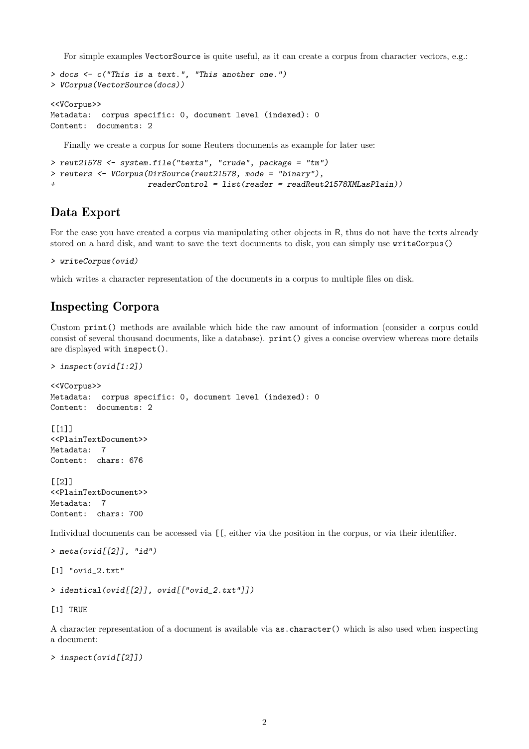For simple examples VectorSource is quite useful, as it can create a corpus from character vectors, e.g.:

```
> docs <- c("This is a text.", "This another one.")
> VCorpus(VectorSource(docs))

<<VCorpus>>
Metadata:  corpus specific: 0, document level (indexed): 0
Content:  documents: 2
```

Finally we create a corpus for some Reuters documents as example for later use:

```
> reut21578 <- system.file("texts", "crude", package = "tm")
> reuters <- VCorpus(DirSource(reut21578, mode = "binary"),
+                    readerControl = list(reader = readReut21578XMLasPlain))
```

## Data Export

For the case you have created a corpus via manipulating other objects in R, thus do not have the texts already stored on a hard disk, and want to save the text documents to disk, you can simply use writeCorpus()

```
> writeCorpus(ovid)
```

which writes a character representation of the documents in a corpus to multiple files on disk.

## Inspecting Corpora

Custom print() methods are available which hide the raw amount of information (consider a corpus could consist of several thousand documents, like a database). print() gives a concise overview whereas more details are displayed with inspect().

```
> inspect(ovid[1:2])

<<VCorpus>>
Metadata:  corpus specific: 0, document level (indexed): 0
Content:  documents: 2

[[1]]
<<PlainTextDocument>>
Metadata:  7
Content:  chars: 676

[[2]]
<<PlainTextDocument>>
Metadata:  7
Content:  chars: 700
```

Individual documents can be accessed via [[, either via the position in the corpus, or via their identifier.

```
> meta(ovid[[2]], "id")

[1] "ovid_2.txt"

> identical(ovid[[2]], ovid[["ovid_2.txt"]])

[1] TRUE
```

A character representation of a document is available via as.character() which is also used when inspecting a document:

```
> inspect(ovid[[2]])
```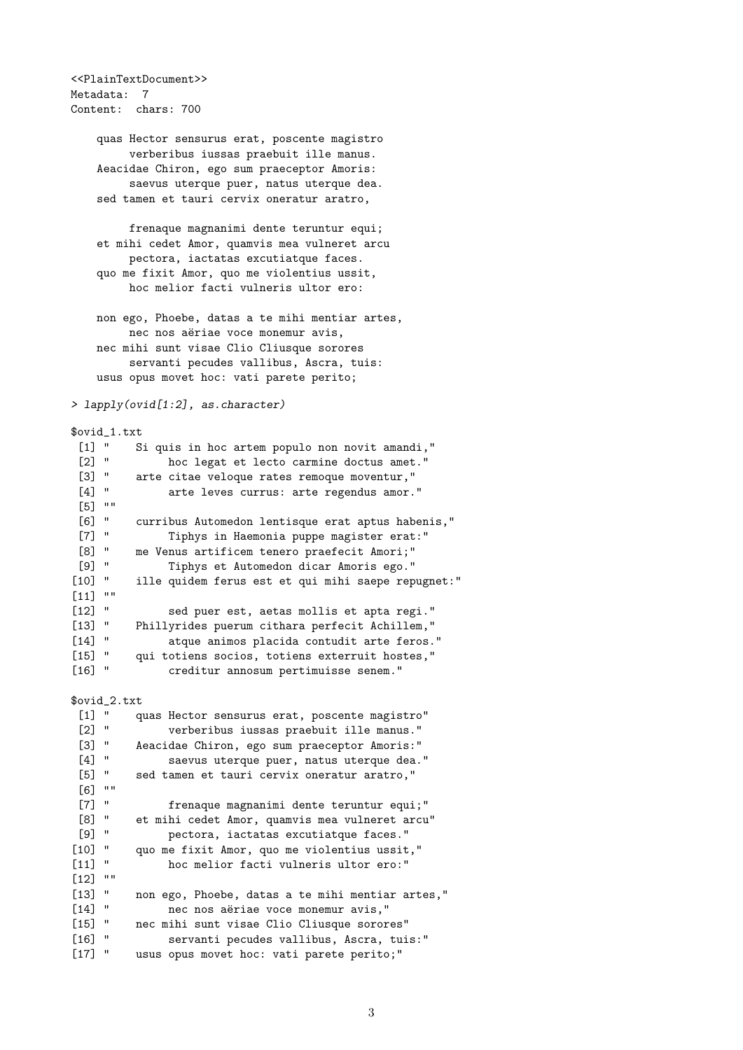```
<<PlainTextDocument>>
Metadata:  7
Content:  chars: 700

    quas Hector sensurus erat, poscente magistro
         verberibus iussas praebuit ille manus.
    Aeacidae Chiron, ego sum praeceptor Amoris:
         saevus uterque puer, natus uterque dea.
    sed tamen et tauri cervix oneratur aratro,

         frenaque magnanimi dente teruntur equi;
    et mihi cedet Amor, quamvis mea vulneret arcu
         pectora, iactatas excutiatque faces.
    quo me fixit Amor, quo me violentius ussit,
         hoc melior facti vulneris ultor ero:

    non ego, Phoebe, datas a te mihi mentiar artes,
         nec nos aëriae voce monemur avis,
    nec mihi sunt visae Clio Cliusque sorores
         servanti pecudes vallibus, Ascra, tuis:
    usus opus movet hoc: vati parete perito;
```

```
> lapply(ovid[1:2], as.character)

$ovid_1.txt
 [1] "    Si quis in hoc artem populo non novit amandi,"
 [2] "         hoc legat et lecto carmine doctus amet."
 [3] "    arte citae veloque rates remoque moventur,"
 [4] "         arte leves currus: arte regendus amor."
 [5] ""
 [6] "    curribus Automedon lentisque erat aptus habenis,"
 [7] "         Tiphys in Haemonia puppe magister erat:"
 [8] "    me Venus artificem tenero praefecit Amori;"
 [9] "         Tiphys et Automedon dicar Amoris ego."
[10] "    ille quidem ferus est et qui mihi saepe repugnet:"
[11] ""
[12] "         sed puer est, aetas mollis et apta regi."
[13] "    Phillyrides puerum cithara perfecit Achillem,"
[14] "         atque animos placida contudit arte feros."
[15] "    qui totiens socios, totiens exterruit hostes,"
[16] "         creditur annosum pertimuisse senem."

$ovid_2.txt
 [1] "    quas Hector sensurus erat, poscente magistro"
 [2] "         verberibus iussas praebuit ille manus."
 [3] "    Aeacidae Chiron, ego sum praeceptor Amoris:"
 [4] "         saevus uterque puer, natus uterque dea."
 [5] "    sed tamen et tauri cervix oneratur aratro,"
 [6] ""
 [7] "         frenaque magnanimi dente teruntur equi;"
 [8] "    et mihi cedet Amor, quamvis mea vulneret arcu"
 [9] "         pectora, iactatas excutiatque faces."
[10] "    quo me fixit Amor, quo me violentius ussit,"
[11] "         hoc melior facti vulneris ultor ero:"
[12] ""
[13] "    non ego, Phoebe, datas a te mihi mentiar artes,"
[14] "         nec nos aëriae voce monemur avis,"
[15] "    nec mihi sunt visae Clio Cliusque sorores"
[16] "         servanti pecudes vallibus, Ascra, tuis:"
[17] "    usus opus movet hoc: vati parete perito;"
```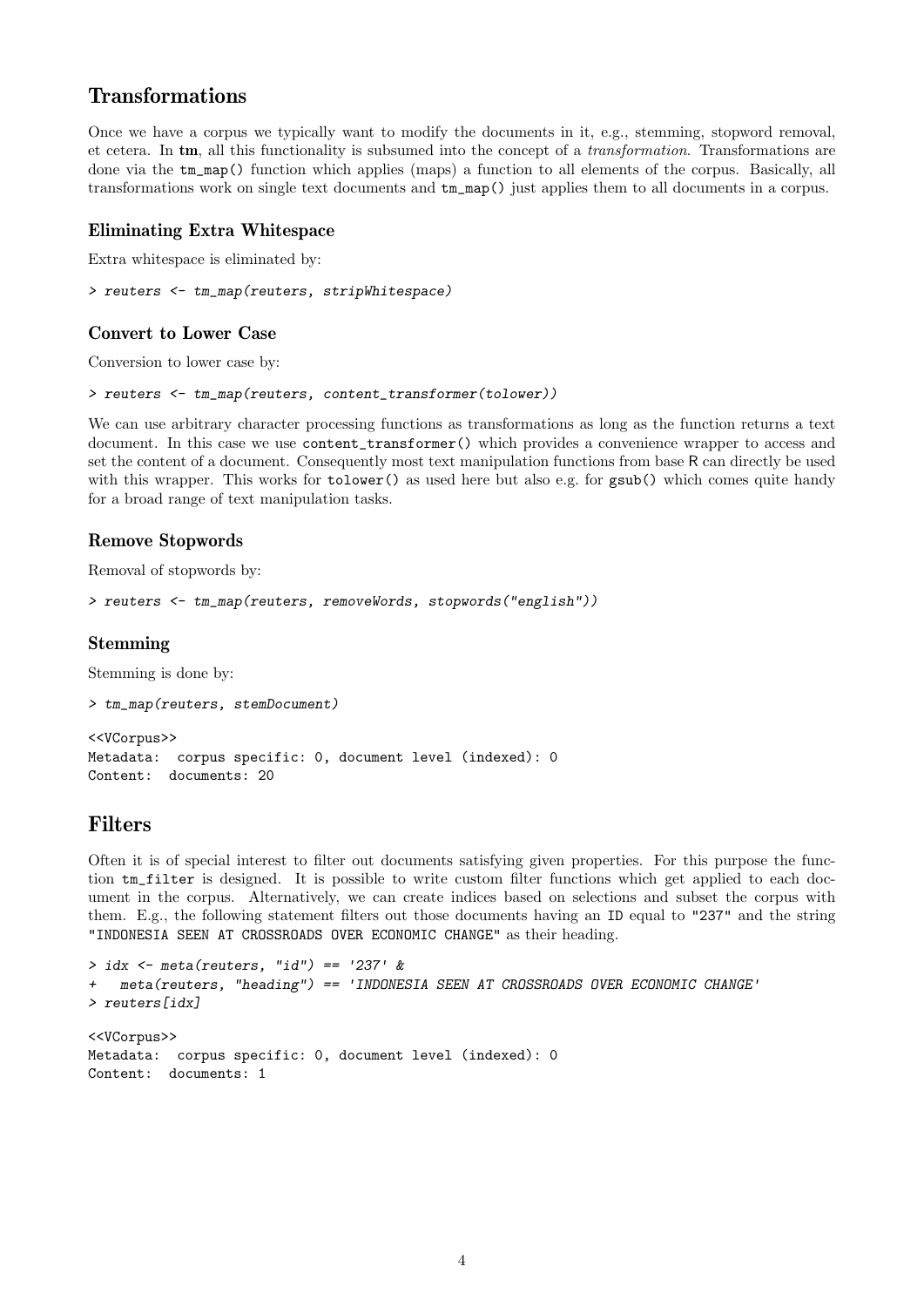## Transformations

Once we have a corpus we typically want to modify the documents in it, e.g., stemming, stopword removal, et cetera. In **tm**, all this functionality is subsumed into the concept of a *transformation*. Transformations are done via the `tm_map()` function which applies (maps) a function to all elements of the corpus. Basically, all transformations work on single text documents and `tm_map()` just applies them to all documents in a corpus.

### Eliminating Extra Whitespace

Extra whitespace is eliminated by:

```
> reuters <- tm_map(reuters, stripWhitespace)
```

### Convert to Lower Case

Conversion to lower case by:

```
> reuters <- tm_map(reuters, content_transformer(tolower))
```

We can use arbitrary character processing functions as transformations as long as the function returns a text document. In this case we use `content_transformer()` which provides a convenience wrapper to access and set the content of a document. Consequently most text manipulation functions from base R can directly be used with this wrapper. This works for `tolower()` as used here but also e.g. for `gsub()` which comes quite handy for a broad range of text manipulation tasks.

### Remove Stopwords

Removal of stopwords by:

```
> reuters <- tm_map(reuters, removeWords, stopwords("english"))
```

### Stemming

Stemming is done by:

```
> tm_map(reuters, stemDocument)

<<VCorpus>>
Metadata:  corpus specific: 0, document level (indexed): 0
Content:  documents: 20
```

## Filters

Often it is of special interest to filter out documents satisfying given properties. For this purpose the function `tm_filter` is designed. It is possible to write custom filter functions which get applied to each document in the corpus. Alternatively, we can create indices based on selections and subset the corpus with them. E.g., the following statement filters out those documents having an `ID` equal to `"237"` and the string `"INDONESIA SEEN AT CROSSROADS OVER ECONOMIC CHANGE"` as their heading.

```
> idx <- meta(reuters, "id") == '237' &
+   meta(reuters, "heading") == 'INDONESIA SEEN AT CROSSROADS OVER ECONOMIC CHANGE'
> reuters[idx]

<<VCorpus>>
Metadata:  corpus specific: 0, document level (indexed): 0
Content:  documents: 1
```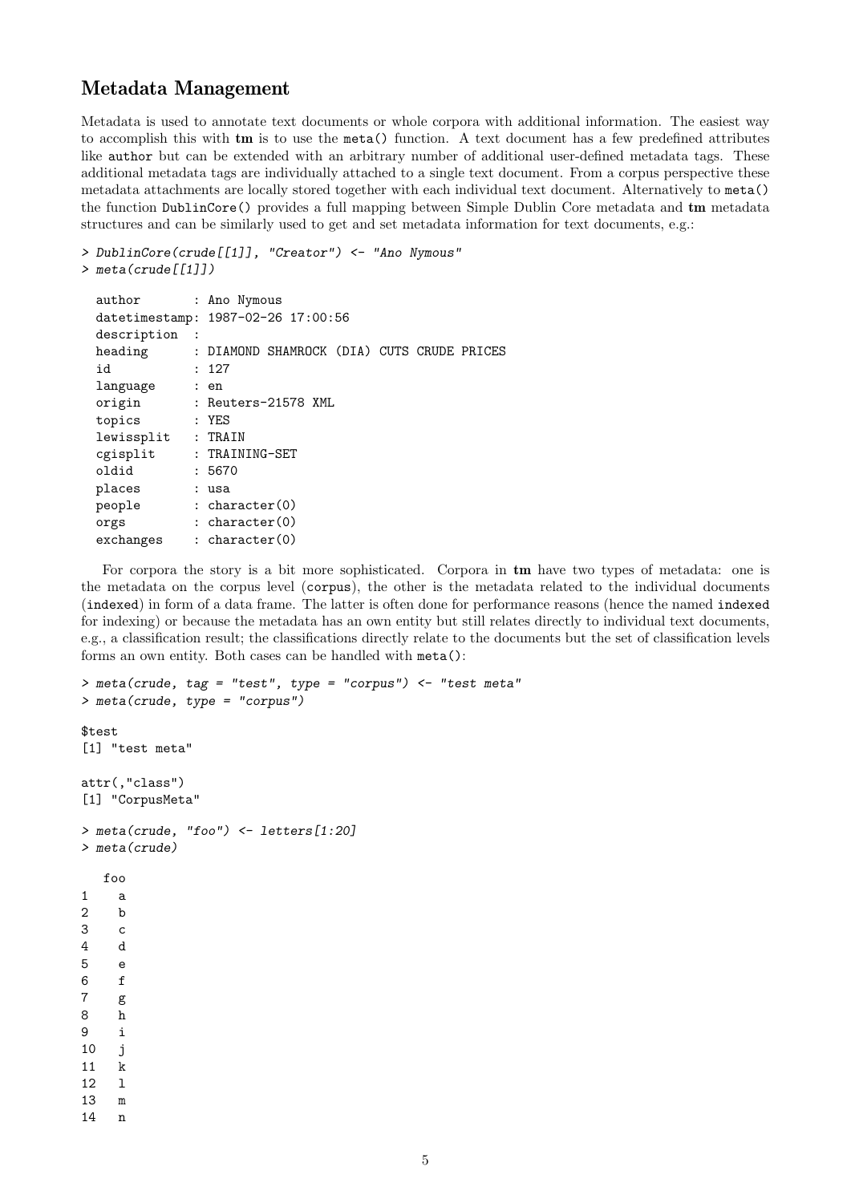## Metadata Management

Metadata is used to annotate text documents or whole corpora with additional information. The easiest way to accomplish this with **tm** is to use the `meta()` function. A text document has a few predefined attributes like `author` but can be extended with an arbitrary number of additional user-defined metadata tags. These additional metadata tags are individually attached to a single text document. From a corpus perspective these metadata attachments are locally stored together with each individual text document. Alternatively to `meta()` the function `DublinCore()` provides a full mapping between Simple Dublin Core metadata and **tm** metadata structures and can be similarly used to get and set metadata information for text documents, e.g.:

```
> DublinCore(crude[[1]], "Creator") <- "Ano Nymous"
> meta(crude[[1]])

  author       : Ano Nymous
  datetimestamp: 1987-02-26 17:00:56
  description  :
  heading      : DIAMOND SHAMROCK (DIA) CUTS CRUDE PRICES
  id           : 127
  language     : en
  origin       : Reuters-21578 XML
  topics       : YES
  lewissplit   : TRAIN
  cgisplit     : TRAINING-SET
  oldid        : 5670
  places       : usa
  people       : character(0)
  orgs         : character(0)
  exchanges    : character(0)
```

For corpora the story is a bit more sophisticated. Corpora in **tm** have two types of metadata: one is the metadata on the corpus level (`corpus`), the other is the metadata related to the individual documents (`indexed`) in form of a data frame. The latter is often done for performance reasons (hence the named `indexed` for indexing) or because the metadata has an own entity but still relates directly to individual text documents, e.g., a classification result; the classifications directly relate to the documents but the set of classification levels forms an own entity. Both cases can be handled with `meta()`:

```
> meta(crude, tag = "test", type = "corpus") <- "test meta"
> meta(crude, type = "corpus")

$test
[1] "test meta"

attr(,"class")
[1] "CorpusMeta"

> meta(crude, "foo") <- letters[1:20]
> meta(crude)

   foo
1    a
2    b
3    c
4    d
5    e
6    f
7    g
8    h
9    i
10   j
11   k
12   l
13   m
14   n
```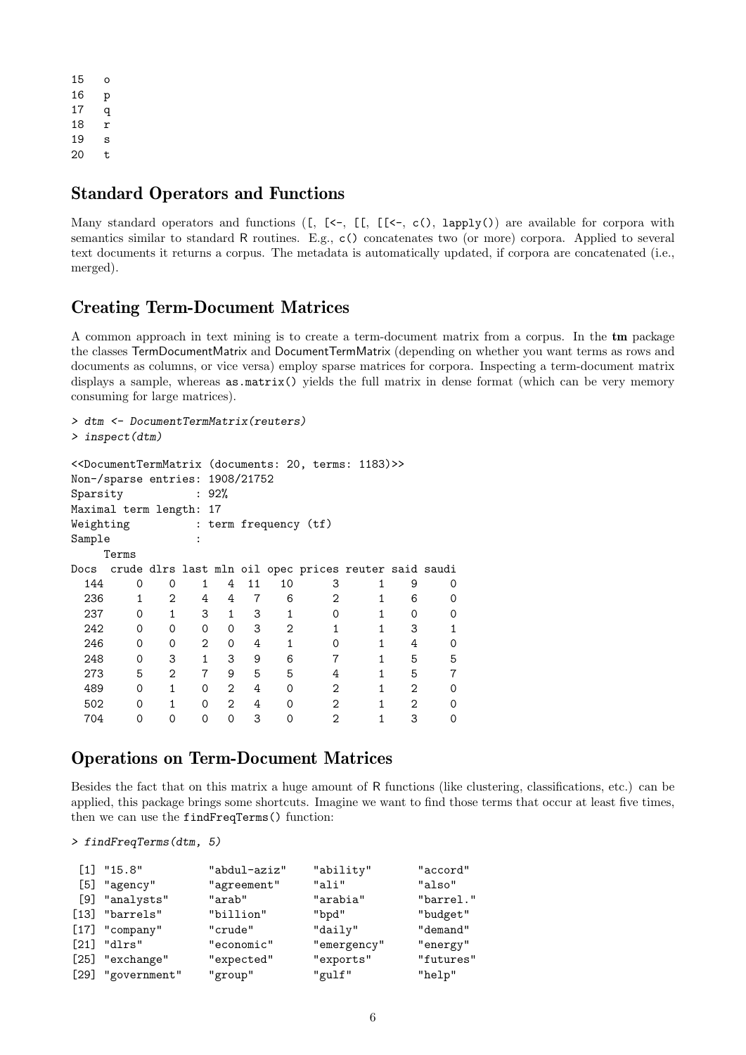```
15   o
16   p
17   q
18   r
19   s
20   t
```

## Standard Operators and Functions

Many standard operators and functions (`[`, `[<-`, `[[`, `[[<-`, `c()`, `lapply()`) are available for corpora with semantics similar to standard R routines. E.g., `c()` concatenates two (or more) corpora. Applied to several text documents it returns a corpus. The metadata is automatically updated, if corpora are concatenated (i.e., merged).

## Creating Term-Document Matrices

A common approach in text mining is to create a term-document matrix from a corpus. In the **tm** package the classes TermDocumentMatrix and DocumentTermMatrix (depending on whether you want terms as rows and documents as columns, or vice versa) employ sparse matrices for corpora. Inspecting a term-document matrix displays a sample, whereas `as.matrix()` yields the full matrix in dense format (which can be very memory consuming for large matrices).

```
> dtm <- DocumentTermMatrix(reuters)
> inspect(dtm)
```

```
<<DocumentTermMatrix (documents: 20, terms: 1183)>>
Non-/sparse entries: 1908/21752
Sparsity           : 92%
Maximal term length: 17
Weighting          : term frequency (tf)
Sample             :
     Terms
Docs  crude dlrs last mln oil opec prices reuter said saudi
  144     0    0    1   4  11   10      3      1    9     0
  236     1    2    4   4   7    6      2      1    6     0
  237     0    1    3   1   3    1      0      1    0     0
  242     0    0    0   0   3    2      1      1    3     1
  246     0    0    2   0   4    1      0      1    4     0
  248     0    3    1   3   9    6      7      1    5     5
  273     5    2    7   9   5    5      4      1    5     7
  489     0    1    0   2   4    0      2      1    2     0
  502     0    1    0   2   4    0      2      1    2     0
  704     0    0    0   0   3    0      2      1    3     0
```

## Operations on Term-Document Matrices

Besides the fact that on this matrix a huge amount of R functions (like clustering, classifications, etc.) can be applied, this package brings some shortcuts. Imagine we want to find those terms that occur at least five times, then we can use the `findFreqTerms()` function:

```
> findFreqTerms(dtm, 5)
```

```
 [1] "15.8"          "abdul-aziz"    "ability"       "accord"
 [5] "agency"        "agreement"     "ali"           "also"
 [9] "analysts"      "arab"          "arabia"        "barrel."
[13] "barrels"       "billion"       "bpd"           "budget"
[17] "company"       "crude"         "daily"         "demand"
[21] "dlrs"          "economic"      "emergency"     "energy"
[25] "exchange"      "expected"      "exports"       "futures"
[29] "government"    "group"         "gulf"          "help"
```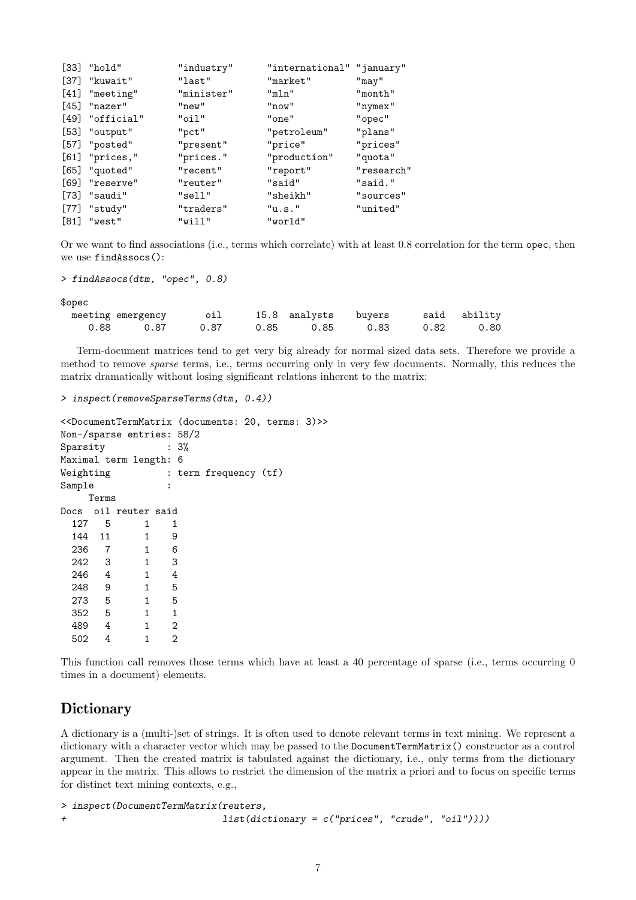```
[33] "hold"          "industry"      "international" "january"
[37] "kuwait"        "last"          "market"        "may"
[41] "meeting"       "minister"      "mln"           "month"
[45] "nazer"         "new"           "now"           "nymex"
[49] "official"      "oil"           "one"           "opec"
[53] "output"        "pct"           "petroleum"     "plans"
[57] "posted"        "present"       "price"         "prices"
[61] "prices,"       "prices."       "production"    "quota"
[65] "quoted"        "recent"        "report"        "research"
[69] "reserve"       "reuter"        "said"          "said."
[73] "saudi"         "sell"          "sheikh"        "sources"
[77] "study"         "traders"       "u.s."          "united"
[81] "west"          "will"          "world"
```

Or we want to find associations (i.e., terms which correlate) with at least 0.8 correlation for the term `opec`, then we use `findAssocs()`:

```
> findAssocs(dtm, "opec", 0.8)

$opec
  meeting emergency       oil      15.8  analysts    buyers      said   ability
     0.88      0.87      0.87      0.85      0.85      0.83      0.82      0.80
```

Term-document matrices tend to get very big already for normal sized data sets. Therefore we provide a method to remove *sparse* terms, i.e., terms occurring only in very few documents. Normally, this reduces the matrix dramatically without losing significant relations inherent to the matrix:

```
> inspect(removeSparseTerms(dtm, 0.4))

<<DocumentTermMatrix (documents: 20, terms: 3)>>
Non-/sparse entries: 58/2
Sparsity           : 3%
Maximal term length: 6
Weighting          : term frequency (tf)
Sample             :
     Terms
Docs  oil reuter said
  127   5      1    1
  144  11      1    9
  236   7      1    6
  242   3      1    3
  246   4      1    4
  248   9      1    5
  273   5      1    5
  352   5      1    1
  489   4      1    2
  502   4      1    2
```

This function call removes those terms which have at least a 40 percentage of sparse (i.e., terms occurring 0 times in a document) elements.

## Dictionary

A dictionary is a (multi-)set of strings. It is often used to denote relevant terms in text mining. We represent a dictionary with a character vector which may be passed to the `DocumentTermMatrix()` constructor as a control argument. Then the created matrix is tabulated against the dictionary, i.e., only terms from the dictionary appear in the matrix. This allows to restrict the dimension of the matrix a priori and to focus on specific terms for distinct text mining contexts, e.g.,

```
> inspect(DocumentTermMatrix(reuters,
+                            list(dictionary = c("prices", "crude", "oil"))))
```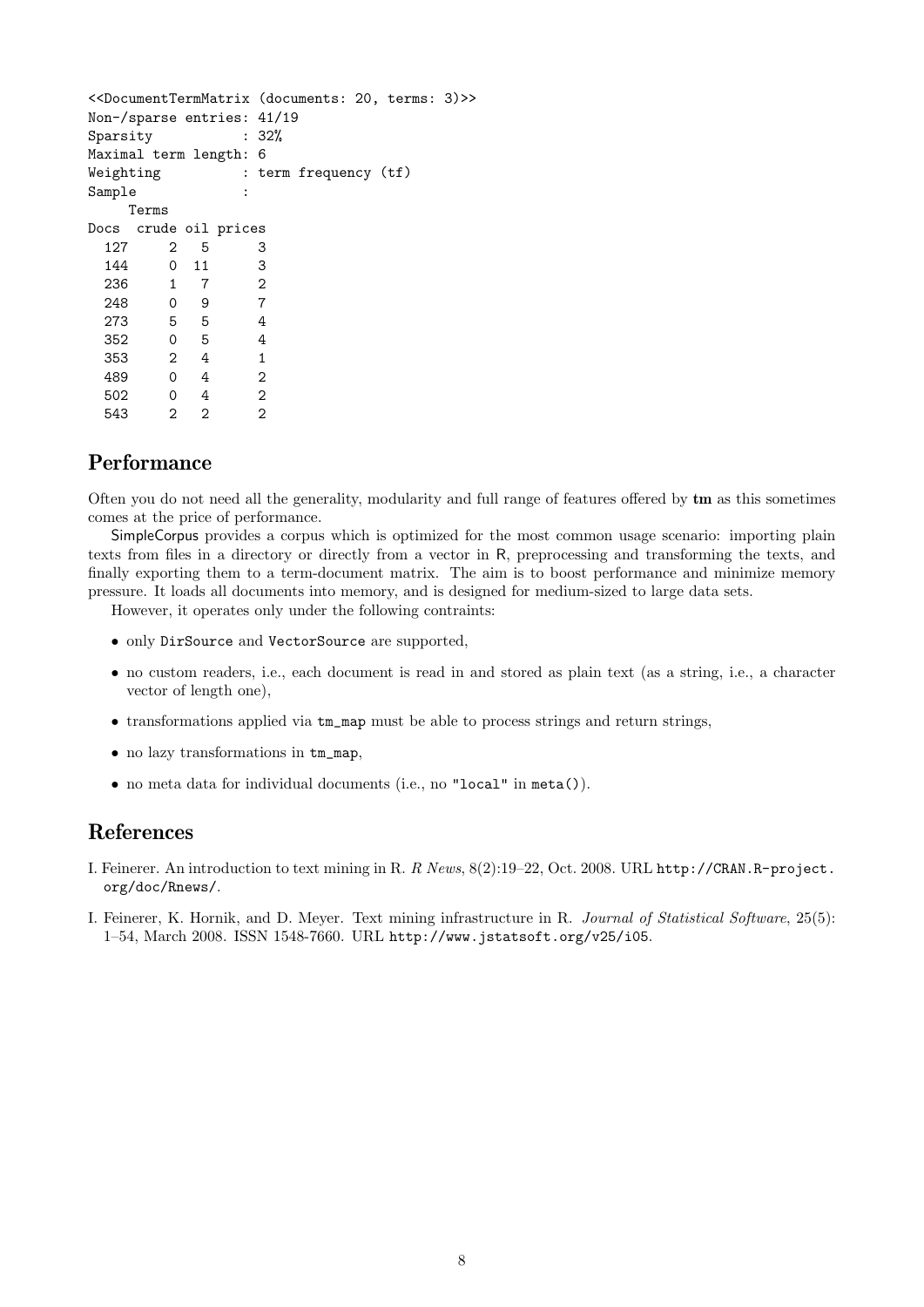```
<<DocumentTermMatrix (documents: 20, terms: 3)>>
Non-/sparse entries: 41/19
Sparsity           : 32%
Maximal term length: 6
Weighting          : term frequency (tf)
Sample             :
     Terms
Docs  crude oil prices
  127     2   5      3
  144     0  11      3
  236     1   7      2
  248     0   9      7
  273     5   5      4
  352     0   5      4
  353     2   4      1
  489     0   4      2
  502     0   4      2
  543     2   2      2
```

## Performance

Often you do not need all the generality, modularity and full range of features offered by **tm** as this sometimes comes at the price of performance.

SimpleCorpus provides a corpus which is optimized for the most common usage scenario: importing plain texts from files in a directory or directly from a vector in R, preprocessing and transforming the texts, and finally exporting them to a term-document matrix. The aim is to boost performance and minimize memory pressure. It loads all documents into memory, and is designed for medium-sized to large data sets.

However, it operates only under the following contraints:

- only `DirSource` and `VectorSource` are supported,
- no custom readers, i.e., each document is read in and stored as plain text (as a string, i.e., a character vector of length one),
- transformations applied via `tm_map` must be able to process strings and return strings,
- no lazy transformations in `tm_map`,
- no meta data for individual documents (i.e., no `"local"` in `meta()`).

## References

I. Feinerer. An introduction to text mining in R. *R News*, 8(2):19–22, Oct. 2008. URL `http://CRAN.R-project.org/doc/Rnews/`.

I. Feinerer, K. Hornik, and D. Meyer. Text mining infrastructure in R. *Journal of Statistical Software*, 25(5): 1–54, March 2008. ISSN 1548-7660. URL `http://www.jstatsoft.org/v25/i05`.